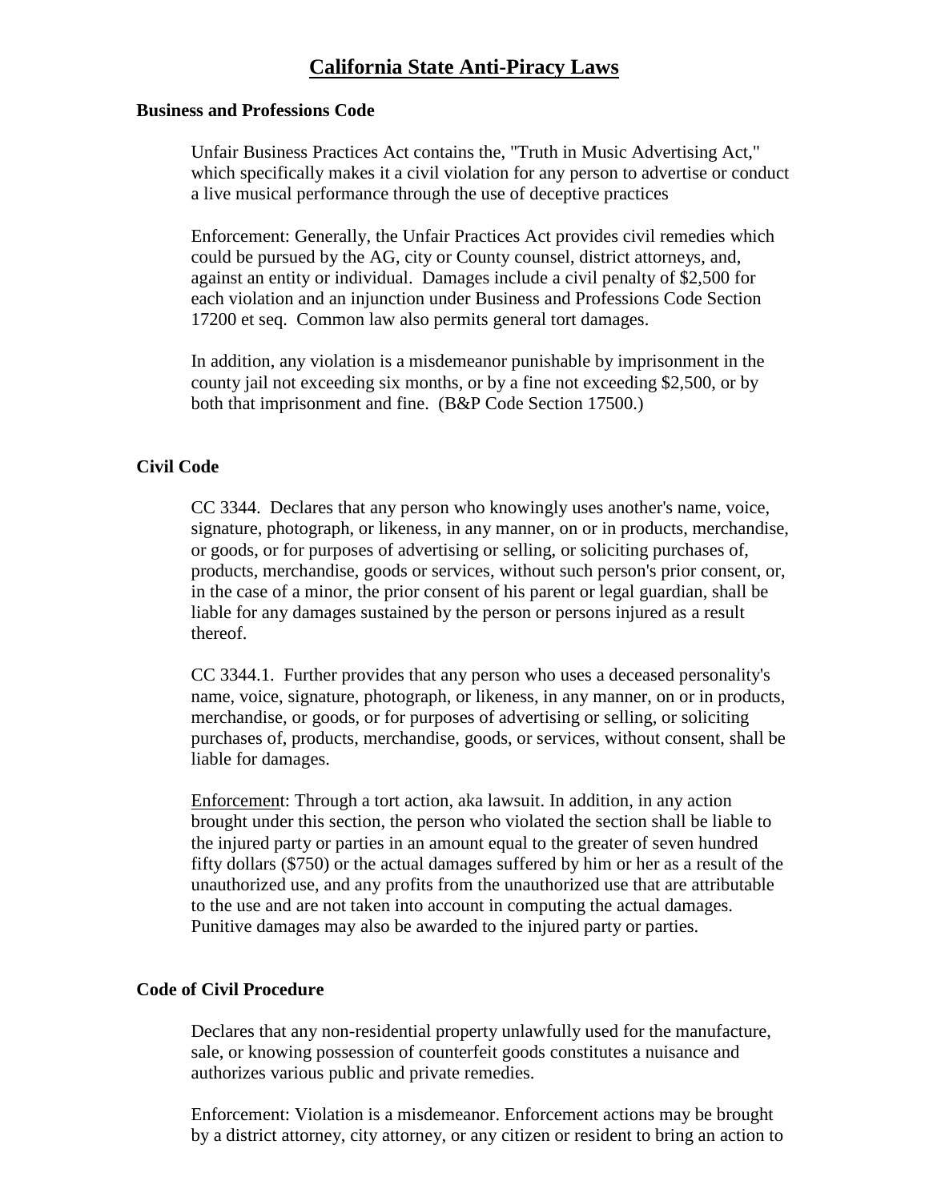# California State Anti-Piracy Laws

**Business and Professions Code**

Unfair Business Practices Act contains the, "Truth in Music Advertising Act," which specifically makes it a civil violation for any person to advertise or conduct a live musical performance through the use of deceptive practices

Enforcement: Generally, the Unfair Practices Act provides civil remedies which could be pursued by the AG, city or County counsel, district attorneys, and, against an entity or individual. Damages include a civil penalty of $2,500 for each violation and an injunction under Business and Professions Code Section 17200 et seq. Common law also permits general tort damages.

In addition, any violation is a misdemeanor punishable by imprisonment in the county jail not exceeding six months, or by a fine not exceeding $2,500, or by both that imprisonment and fine. (B&P Code Section 17500.)

**Civil Code**

CC 3344. Declares that any person who knowingly uses another's name, voice, signature, photograph, or likeness, in any manner, on or in products, merchandise, or goods, or for purposes of advertising or selling, or soliciting purchases of, products, merchandise, goods or services, without such person's prior consent, or, in the case of a minor, the prior consent of his parent or legal guardian, shall be liable for any damages sustained by the person or persons injured as a result thereof.

CC 3344.1. Further provides that any person who uses a deceased personality's name, voice, signature, photograph, or likeness, in any manner, on or in products, merchandise, or goods, or for purposes of advertising or selling, or soliciting purchases of, products, merchandise, goods, or services, without consent, shall be liable for damages.

Enforcement: Through a tort action, aka lawsuit. In addition, in any action brought under this section, the person who violated the section shall be liable to the injured party or parties in an amount equal to the greater of seven hundred fifty dollars ($750) or the actual damages suffered by him or her as a result of the unauthorized use, and any profits from the unauthorized use that are attributable to the use and are not taken into account in computing the actual damages. Punitive damages may also be awarded to the injured party or parties.

**Code of Civil Procedure**

Declares that any non-residential property unlawfully used for the manufacture, sale, or knowing possession of counterfeit goods constitutes a nuisance and authorizes various public and private remedies.

Enforcement: Violation is a misdemeanor. Enforcement actions may be brought by a district attorney, city attorney, or any citizen or resident to bring an action to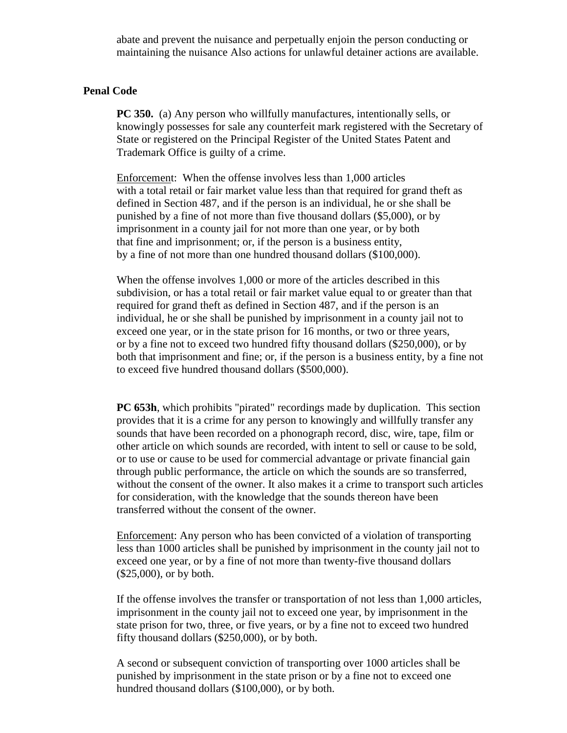abate and prevent the nuisance and perpetually enjoin the person conducting or maintaining the nuisance Also actions for unlawful detainer actions are available.

**Penal Code**

**PC 350.** (a) Any person who willfully manufactures, intentionally sells, or knowingly possesses for sale any counterfeit mark registered with the Secretary of State or registered on the Principal Register of the United States Patent and Trademark Office is guilty of a crime.

Enforcement: When the offense involves less than 1,000 articles with a total retail or fair market value less than that required for grand theft as defined in Section 487, and if the person is an individual, he or she shall be punished by a fine of not more than five thousand dollars ($5,000), or by imprisonment in a county jail for not more than one year, or by both that fine and imprisonment; or, if the person is a business entity, by a fine of not more than one hundred thousand dollars ($100,000).

When the offense involves 1,000 or more of the articles described in this subdivision, or has a total retail or fair market value equal to or greater than that required for grand theft as defined in Section 487, and if the person is an individual, he or she shall be punished by imprisonment in a county jail not to exceed one year, or in the state prison for 16 months, or two or three years, or by a fine not to exceed two hundred fifty thousand dollars ($250,000), or by both that imprisonment and fine; or, if the person is a business entity, by a fine not to exceed five hundred thousand dollars ($500,000).

**PC 653h**, which prohibits "pirated" recordings made by duplication. This section provides that it is a crime for any person to knowingly and willfully transfer any sounds that have been recorded on a phonograph record, disc, wire, tape, film or other article on which sounds are recorded, with intent to sell or cause to be sold, or to use or cause to be used for commercial advantage or private financial gain through public performance, the article on which the sounds are so transferred, without the consent of the owner. It also makes it a crime to transport such articles for consideration, with the knowledge that the sounds thereon have been transferred without the consent of the owner.

Enforcement: Any person who has been convicted of a violation of transporting less than 1000 articles shall be punished by imprisonment in the county jail not to exceed one year, or by a fine of not more than twenty-five thousand dollars ($25,000), or by both.

If the offense involves the transfer or transportation of not less than 1,000 articles, imprisonment in the county jail not to exceed one year, by imprisonment in the state prison for two, three, or five years, or by a fine not to exceed two hundred fifty thousand dollars ($250,000), or by both.

A second or subsequent conviction of transporting over 1000 articles shall be punished by imprisonment in the state prison or by a fine not to exceed one hundred thousand dollars ($100,000), or by both.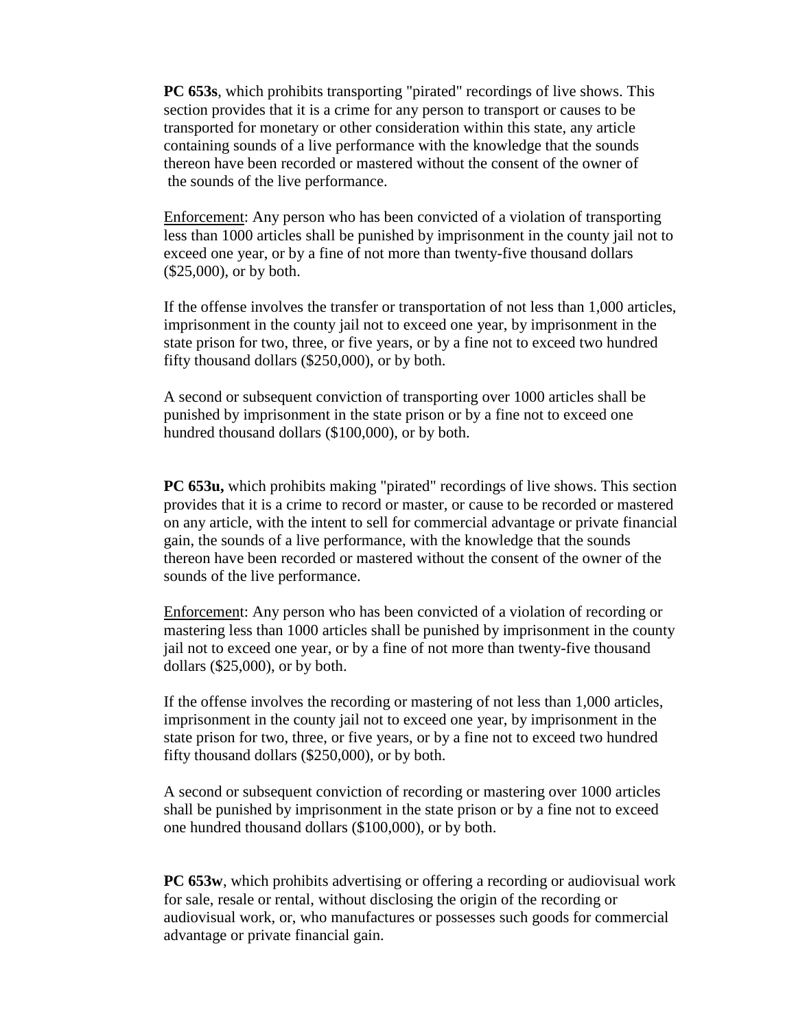**PC 653s**, which prohibits transporting "pirated" recordings of live shows. This section provides that it is a crime for any person to transport or causes to be transported for monetary or other consideration within this state, any article containing sounds of a live performance with the knowledge that the sounds thereon have been recorded or mastered without the consent of the owner of the sounds of the live performance.

Enforcement: Any person who has been convicted of a violation of transporting less than 1000 articles shall be punished by imprisonment in the county jail not to exceed one year, or by a fine of not more than twenty-five thousand dollars ($25,000), or by both.

If the offense involves the transfer or transportation of not less than 1,000 articles, imprisonment in the county jail not to exceed one year, by imprisonment in the state prison for two, three, or five years, or by a fine not to exceed two hundred fifty thousand dollars ($250,000), or by both.

A second or subsequent conviction of transporting over 1000 articles shall be punished by imprisonment in the state prison or by a fine not to exceed one hundred thousand dollars ($100,000), or by both.

**PC 653u,** which prohibits making "pirated" recordings of live shows. This section provides that it is a crime to record or master, or cause to be recorded or mastered on any article, with the intent to sell for commercial advantage or private financial gain, the sounds of a live performance, with the knowledge that the sounds thereon have been recorded or mastered without the consent of the owner of the sounds of the live performance.

Enforcement: Any person who has been convicted of a violation of recording or mastering less than 1000 articles shall be punished by imprisonment in the county jail not to exceed one year, or by a fine of not more than twenty-five thousand dollars ($25,000), or by both.

If the offense involves the recording or mastering of not less than 1,000 articles, imprisonment in the county jail not to exceed one year, by imprisonment in the state prison for two, three, or five years, or by a fine not to exceed two hundred fifty thousand dollars ($250,000), or by both.

A second or subsequent conviction of recording or mastering over 1000 articles shall be punished by imprisonment in the state prison or by a fine not to exceed one hundred thousand dollars ($100,000), or by both.

**PC 653w**, which prohibits advertising or offering a recording or audiovisual work for sale, resale or rental, without disclosing the origin of the recording or audiovisual work, or, who manufactures or possesses such goods for commercial advantage or private financial gain.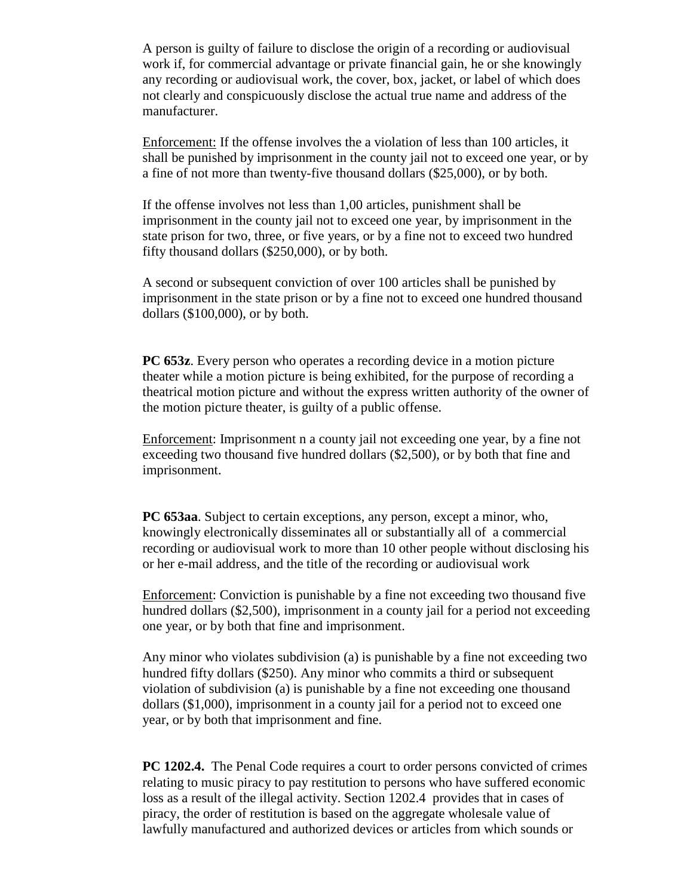A person is guilty of failure to disclose the origin of a recording or audiovisual work if, for commercial advantage or private financial gain, he or she knowingly any recording or audiovisual work, the cover, box, jacket, or label of which does not clearly and conspicuously disclose the actual true name and address of the manufacturer.

Enforcement: If the offense involves the a violation of less than 100 articles, it shall be punished by imprisonment in the county jail not to exceed one year, or by a fine of not more than twenty-five thousand dollars ($25,000), or by both.

If the offense involves not less than 1,00 articles, punishment shall be imprisonment in the county jail not to exceed one year, by imprisonment in the state prison for two, three, or five years, or by a fine not to exceed two hundred fifty thousand dollars ($250,000), or by both.

A second or subsequent conviction of over 100 articles shall be punished by imprisonment in the state prison or by a fine not to exceed one hundred thousand dollars ($100,000), or by both.

**PC 653z**. Every person who operates a recording device in a motion picture theater while a motion picture is being exhibited, for the purpose of recording a theatrical motion picture and without the express written authority of the owner of the motion picture theater, is guilty of a public offense.

Enforcement: Imprisonment n a county jail not exceeding one year, by a fine not exceeding two thousand five hundred dollars ($2,500), or by both that fine and imprisonment.

**PC 653aa**. Subject to certain exceptions, any person, except a minor, who, knowingly electronically disseminates all or substantially all of a commercial recording or audiovisual work to more than 10 other people without disclosing his or her e-mail address, and the title of the recording or audiovisual work

Enforcement: Conviction is punishable by a fine not exceeding two thousand five hundred dollars ($2,500), imprisonment in a county jail for a period not exceeding one year, or by both that fine and imprisonment.

Any minor who violates subdivision (a) is punishable by a fine not exceeding two hundred fifty dollars ($250). Any minor who commits a third or subsequent violation of subdivision (a) is punishable by a fine not exceeding one thousand dollars ($1,000), imprisonment in a county jail for a period not to exceed one year, or by both that imprisonment and fine.

**PC 1202.4.** The Penal Code requires a court to order persons convicted of crimes relating to music piracy to pay restitution to persons who have suffered economic loss as a result of the illegal activity. Section 1202.4 provides that in cases of piracy, the order of restitution is based on the aggregate wholesale value of lawfully manufactured and authorized devices or articles from which sounds or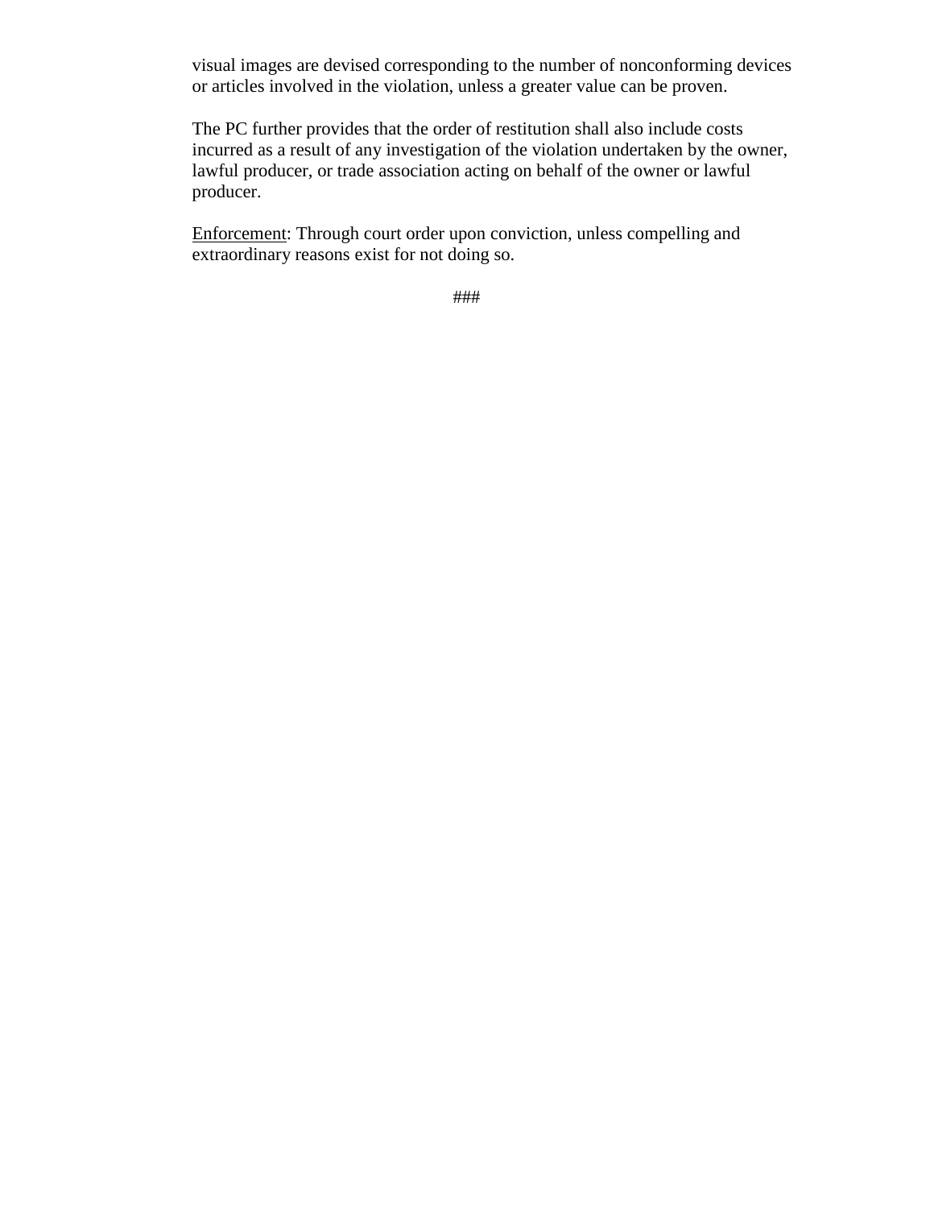visual images are devised corresponding to the number of nonconforming devices or articles involved in the violation, unless a greater value can be proven.

The PC further provides that the order of restitution shall also include costs incurred as a result of any investigation of the violation undertaken by the owner, lawful producer, or trade association acting on behalf of the owner or lawful producer.

<u>Enforcement</u>: Through court order upon conviction, unless compelling and extraordinary reasons exist for not doing so.

###